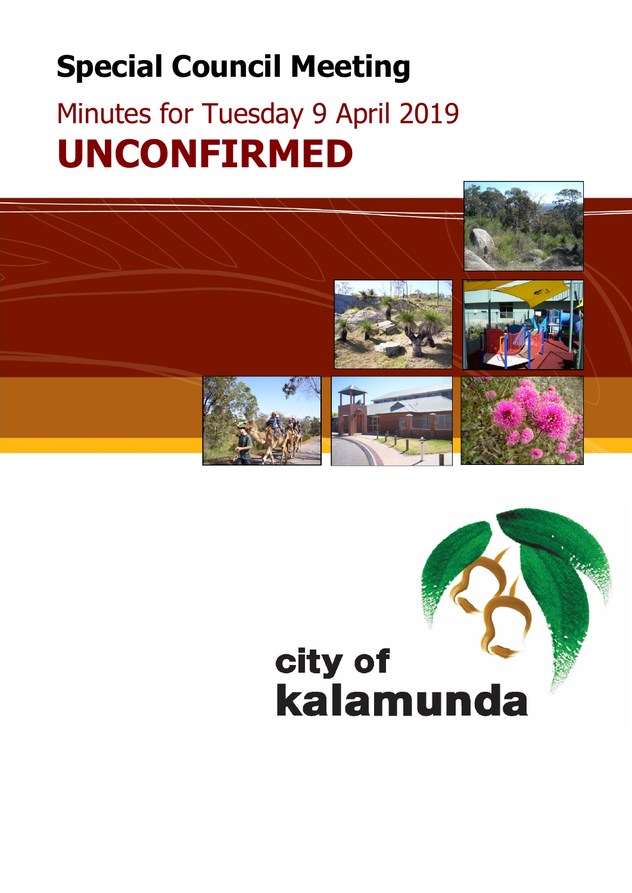# Special Council Meeting

## Minutes for Tuesday 9 April 2019

## UNCONFIRMED

city of kalamunda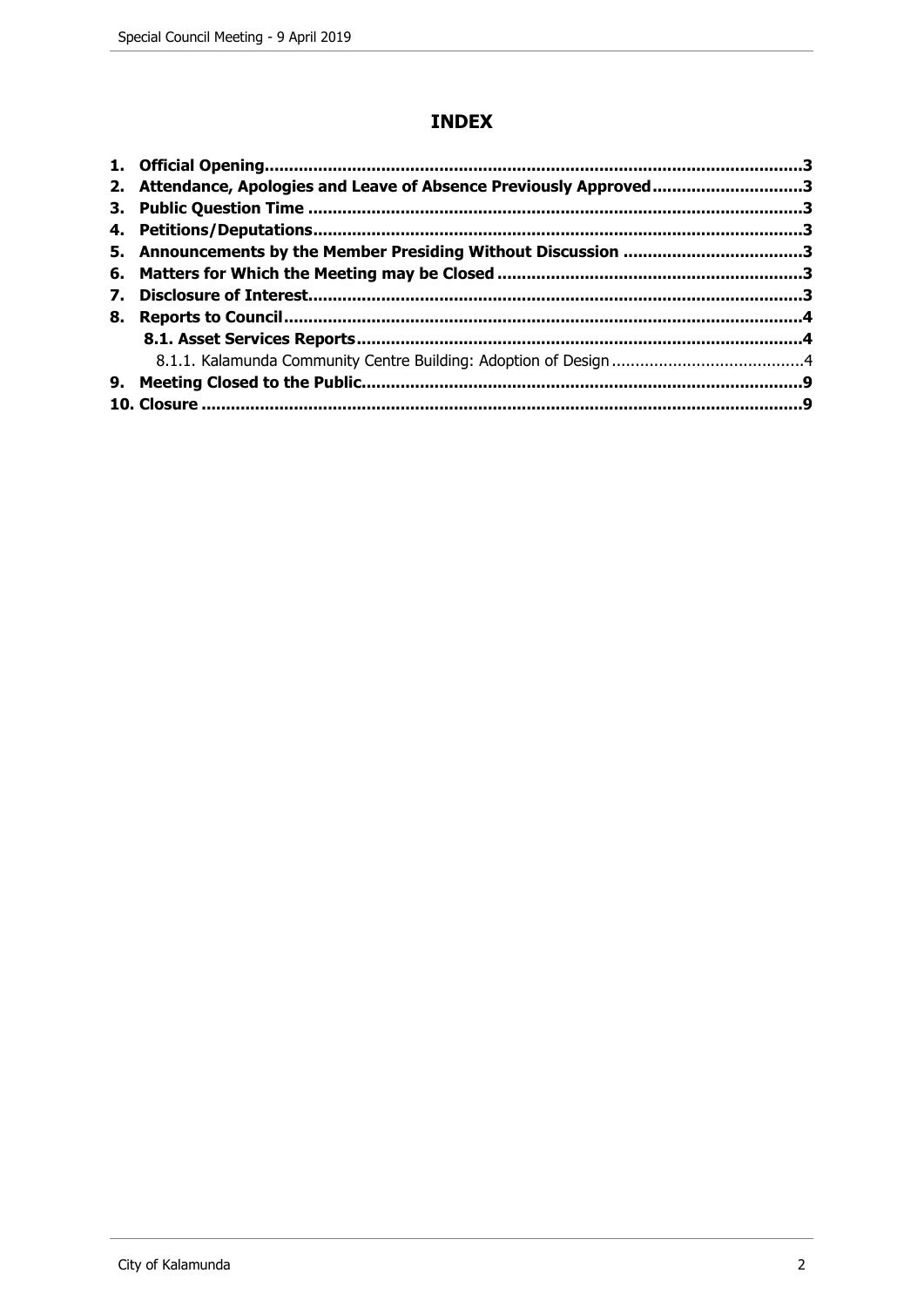# INDEX

**1. Official Opening** .......... **3**
**2. Attendance, Apologies and Leave of Absence Previously Approved** .......... **3**
**3. Public Question Time** .......... **3**
**4. Petitions/Deputations** .......... **3**
**5. Announcements by the Member Presiding Without Discussion** .......... **3**
**6. Matters for Which the Meeting may be Closed** .......... **3**
**7. Disclosure of Interest** .......... **3**
**8. Reports to Council** .......... **4**
  **8.1. Asset Services Reports** .......... **4**
    8.1.1. Kalamunda Community Centre Building: Adoption of Design .......... 4
**9. Meeting Closed to the Public** .......... **9**
**10. Closure** .......... **9**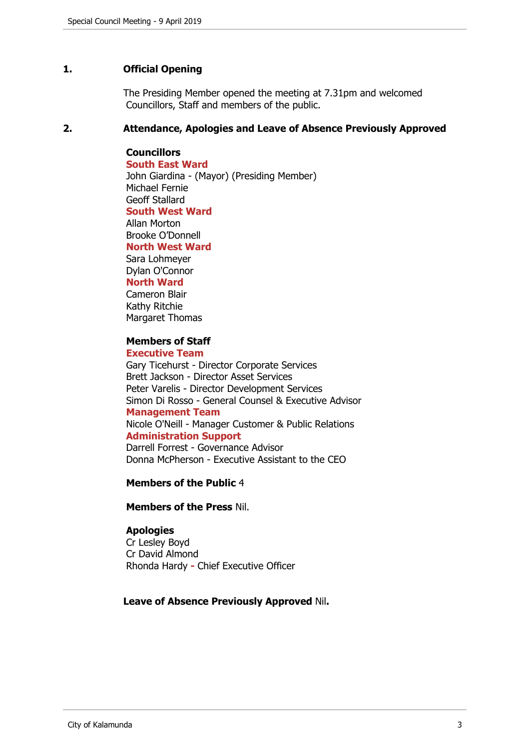## 1. Official Opening

The Presiding Member opened the meeting at 7.31pm and welcomed Councillors, Staff and members of the public.

## 2. Attendance, Apologies and Leave of Absence Previously Approved

**Councillors**

**South East Ward**
John Giardina - (Mayor) (Presiding Member)
Michael Fernie
Geoff Stallard

**South West Ward**
Allan Morton
Brooke O'Donnell

**North West Ward**
Sara Lohmeyer
Dylan O'Connor

**North Ward**
Cameron Blair
Kathy Ritchie
Margaret Thomas

**Members of Staff**

**Executive Team**
Gary Ticehurst - Director Corporate Services
Brett Jackson - Director Asset Services
Peter Varelis - Director Development Services
Simon Di Rosso - General Counsel & Executive Advisor

**Management Team**
Nicole O'Neill - Manager Customer & Public Relations

**Administration Support**
Darrell Forrest - Governance Advisor
Donna McPherson - Executive Assistant to the CEO

**Members of the Public** 4

**Members of the Press** Nil.

**Apologies**
Cr Lesley Boyd
Cr David Almond
Rhonda Hardy - Chief Executive Officer

**Leave of Absence Previously Approved** Nil.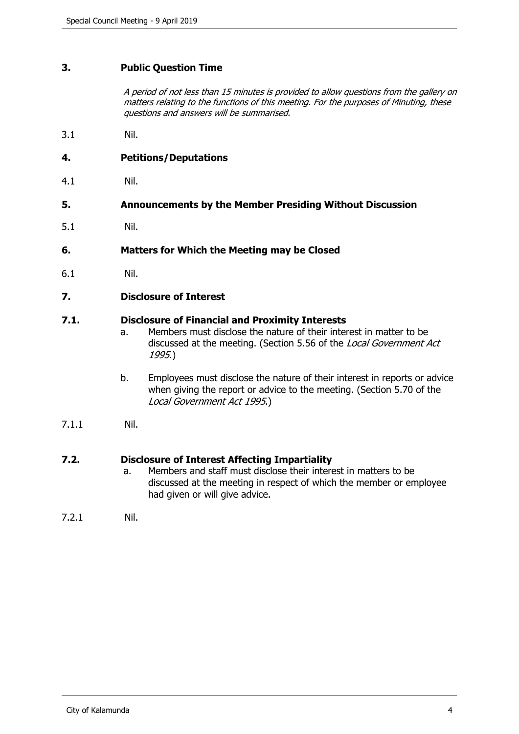## 3. Public Question Time

*A period of not less than 15 minutes is provided to allow questions from the gallery on matters relating to the functions of this meeting. For the purposes of Minuting, these questions and answers will be summarised.*

3.1 Nil.

## 4. Petitions/Deputations

4.1 Nil.

## 5. Announcements by the Member Presiding Without Discussion

5.1 Nil.

## 6. Matters for Which the Meeting may be Closed

6.1 Nil.

## 7. Disclosure of Interest

### 7.1. Disclosure of Financial and Proximity Interests

a. Members must disclose the nature of their interest in matter to be discussed at the meeting. (Section 5.56 of the *Local Government Act 1995*.)

b. Employees must disclose the nature of their interest in reports or advice when giving the report or advice to the meeting. (Section 5.70 of the *Local Government Act 1995*.)

7.1.1 Nil.

### 7.2. Disclosure of Interest Affecting Impartiality

a. Members and staff must disclose their interest in matters to be discussed at the meeting in respect of which the member or employee had given or will give advice.

7.2.1 Nil.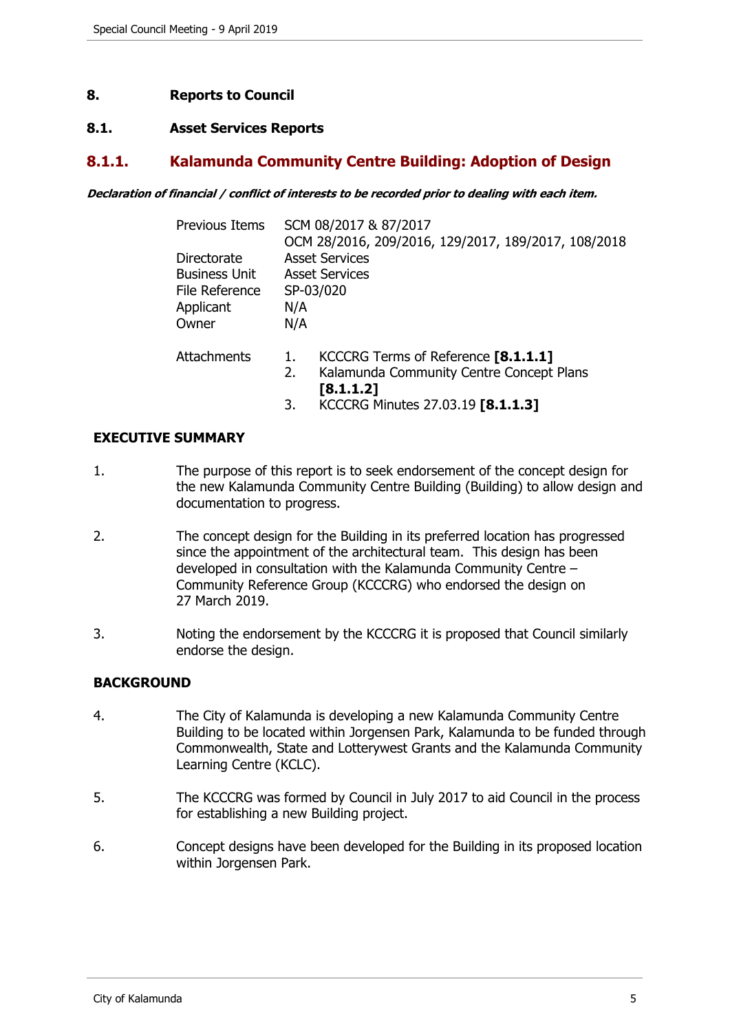# 8. Reports to Council

## 8.1. Asset Services Reports

### 8.1.1. Kalamunda Community Centre Building: Adoption of Design

***Declaration of financial / conflict of interests to be recorded prior to dealing with each item.***

| | |
|---|---|
| Previous Items | SCM 08/2017 & 87/2017<br>OCM 28/2016, 209/2016, 129/2017, 189/2017, 108/2018 |
| Directorate | Asset Services |
| Business Unit | Asset Services |
| File Reference | SP-03/020 |
| Applicant | N/A |
| Owner | N/A |
| Attachments | 1. KCCCRG Terms of Reference **[8.1.1.1]**<br>2. Kalamunda Community Centre Concept Plans **[8.1.1.2]**<br>3. KCCCRG Minutes 27.03.19 **[8.1.1.3]** |

**EXECUTIVE SUMMARY**

1. The purpose of this report is to seek endorsement of the concept design for the new Kalamunda Community Centre Building (Building) to allow design and documentation to progress.

2. The concept design for the Building in its preferred location has progressed since the appointment of the architectural team. This design has been developed in consultation with the Kalamunda Community Centre – Community Reference Group (KCCCRG) who endorsed the design on 27 March 2019.

3. Noting the endorsement by the KCCCRG it is proposed that Council similarly endorse the design.

**BACKGROUND**

4. The City of Kalamunda is developing a new Kalamunda Community Centre Building to be located within Jorgensen Park, Kalamunda to be funded through Commonwealth, State and Lotterywest Grants and the Kalamunda Community Learning Centre (KCLC).

5. The KCCCRG was formed by Council in July 2017 to aid Council in the process for establishing a new Building project.

6. Concept designs have been developed for the Building in its proposed location within Jorgensen Park.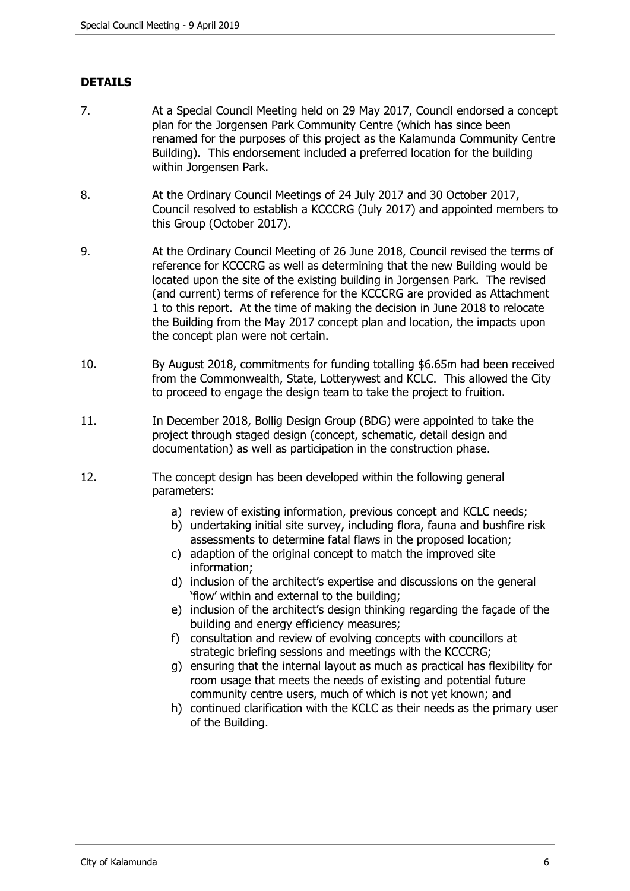## DETAILS

7. At a Special Council Meeting held on 29 May 2017, Council endorsed a concept plan for the Jorgensen Park Community Centre (which has since been renamed for the purposes of this project as the Kalamunda Community Centre Building). This endorsement included a preferred location for the building within Jorgensen Park.

8. At the Ordinary Council Meetings of 24 July 2017 and 30 October 2017, Council resolved to establish a KCCCRG (July 2017) and appointed members to this Group (October 2017).

9. At the Ordinary Council Meeting of 26 June 2018, Council revised the terms of reference for KCCCRG as well as determining that the new Building would be located upon the site of the existing building in Jorgensen Park. The revised (and current) terms of reference for the KCCCRG are provided as Attachment 1 to this report. At the time of making the decision in June 2018 to relocate the Building from the May 2017 concept plan and location, the impacts upon the concept plan were not certain.

10. By August 2018, commitments for funding totalling $6.65m had been received from the Commonwealth, State, Lotterywest and KCLC. This allowed the City to proceed to engage the design team to take the project to fruition.

11. In December 2018, Bollig Design Group (BDG) were appointed to take the project through staged design (concept, schematic, detail design and documentation) as well as participation in the construction phase.

12. The concept design has been developed within the following general parameters:

    a) review of existing information, previous concept and KCLC needs;
    b) undertaking initial site survey, including flora, fauna and bushfire risk assessments to determine fatal flaws in the proposed location;
    c) adaption of the original concept to match the improved site information;
    d) inclusion of the architect's expertise and discussions on the general 'flow' within and external to the building;
    e) inclusion of the architect's design thinking regarding the façade of the building and energy efficiency measures;
    f) consultation and review of evolving concepts with councillors at strategic briefing sessions and meetings with the KCCCRG;
    g) ensuring that the internal layout as much as practical has flexibility for room usage that meets the needs of existing and potential future community centre users, much of which is not yet known; and
    h) continued clarification with the KCLC as their needs as the primary user of the Building.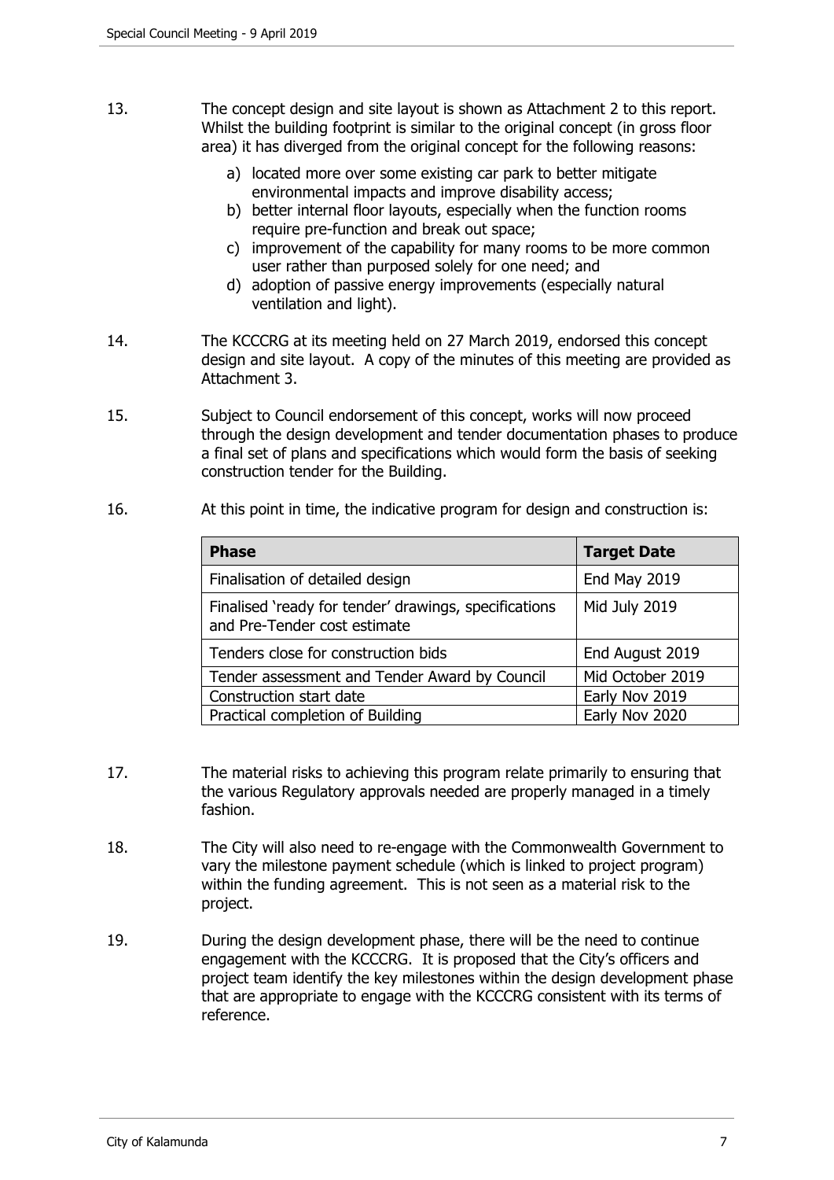13. The concept design and site layout is shown as Attachment 2 to this report. Whilst the building footprint is similar to the original concept (in gross floor area) it has diverged from the original concept for the following reasons:

    a) located more over some existing car park to better mitigate environmental impacts and improve disability access;
    b) better internal floor layouts, especially when the function rooms require pre-function and break out space;
    c) improvement of the capability for many rooms to be more common user rather than purposed solely for one need; and
    d) adoption of passive energy improvements (especially natural ventilation and light).

14. The KCCCRG at its meeting held on 27 March 2019, endorsed this concept design and site layout. A copy of the minutes of this meeting are provided as Attachment 3.

15. Subject to Council endorsement of this concept, works will now proceed through the design development and tender documentation phases to produce a final set of plans and specifications which would form the basis of seeking construction tender for the Building.

16. At this point in time, the indicative program for design and construction is:

| **Phase** | **Target Date** |
|---|---|
| Finalisation of detailed design | End May 2019 |
| Finalised 'ready for tender' drawings, specifications and Pre-Tender cost estimate | Mid July 2019 |
| Tenders close for construction bids | End August 2019 |
| Tender assessment and Tender Award by Council | Mid October 2019 |
| Construction start date | Early Nov 2019 |
| Practical completion of Building | Early Nov 2020 |

17. The material risks to achieving this program relate primarily to ensuring that the various Regulatory approvals needed are properly managed in a timely fashion.

18. The City will also need to re-engage with the Commonwealth Government to vary the milestone payment schedule (which is linked to project program) within the funding agreement. This is not seen as a material risk to the project.

19. During the design development phase, there will be the need to continue engagement with the KCCCRG. It is proposed that the City's officers and project team identify the key milestones within the design development phase that are appropriate to engage with the KCCCRG consistent with its terms of reference.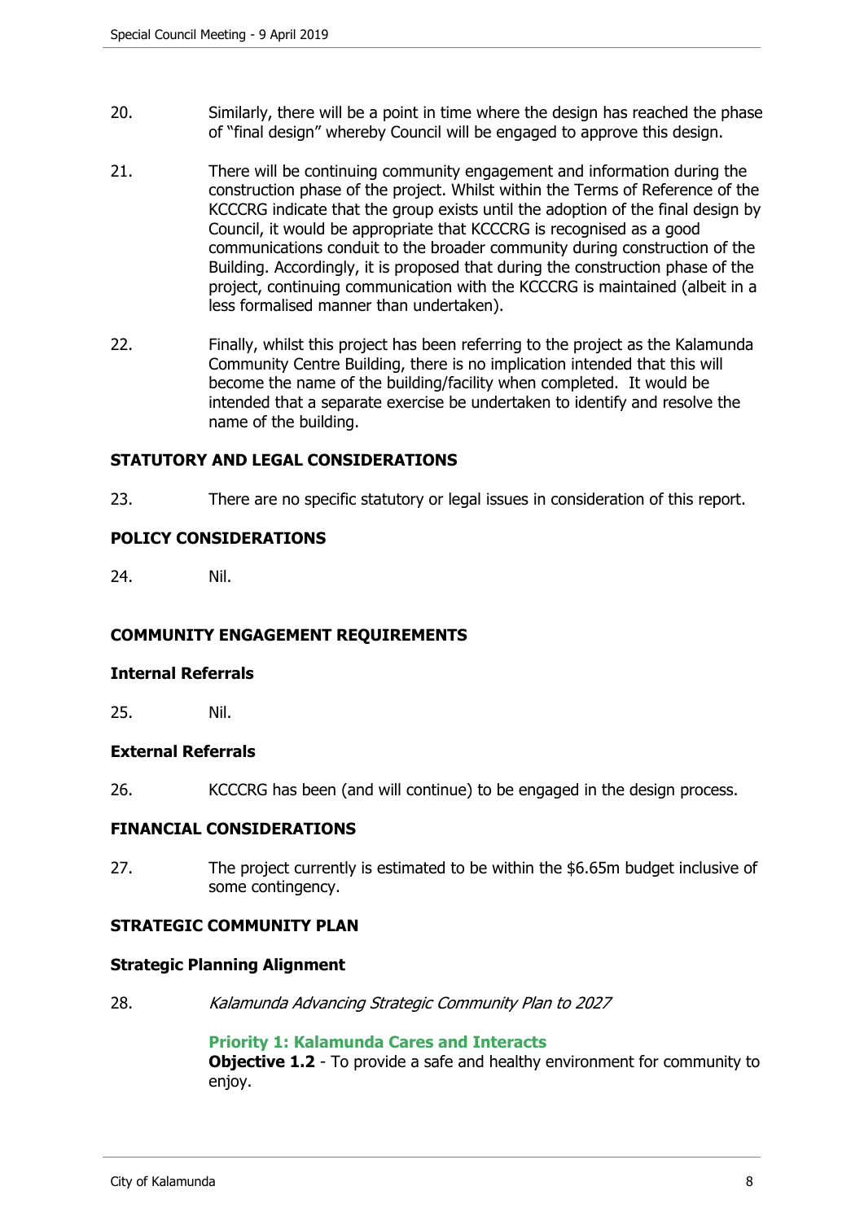20. Similarly, there will be a point in time where the design has reached the phase of "final design" whereby Council will be engaged to approve this design.

21. There will be continuing community engagement and information during the construction phase of the project. Whilst within the Terms of Reference of the KCCCRG indicate that the group exists until the adoption of the final design by Council, it would be appropriate that KCCCRG is recognised as a good communications conduit to the broader community during construction of the Building. Accordingly, it is proposed that during the construction phase of the project, continuing communication with the KCCCRG is maintained (albeit in a less formalised manner than undertaken).

22. Finally, whilst this project has been referring to the project as the Kalamunda Community Centre Building, there is no implication intended that this will become the name of the building/facility when completed. It would be intended that a separate exercise be undertaken to identify and resolve the name of the building.

**STATUTORY AND LEGAL CONSIDERATIONS**

23. There are no specific statutory or legal issues in consideration of this report.

**POLICY CONSIDERATIONS**

24. Nil.

**COMMUNITY ENGAGEMENT REQUIREMENTS**

**Internal Referrals**

25. Nil.

**External Referrals**

26. KCCCRG has been (and will continue) to be engaged in the design process.

**FINANCIAL CONSIDERATIONS**

27. The project currently is estimated to be within the $6.65m budget inclusive of some contingency.

**STRATEGIC COMMUNITY PLAN**

**Strategic Planning Alignment**

28. *Kalamunda Advancing Strategic Community Plan to 2027*

**Priority 1: Kalamunda Cares and Interacts**
**Objective 1.2** - To provide a safe and healthy environment for community to enjoy.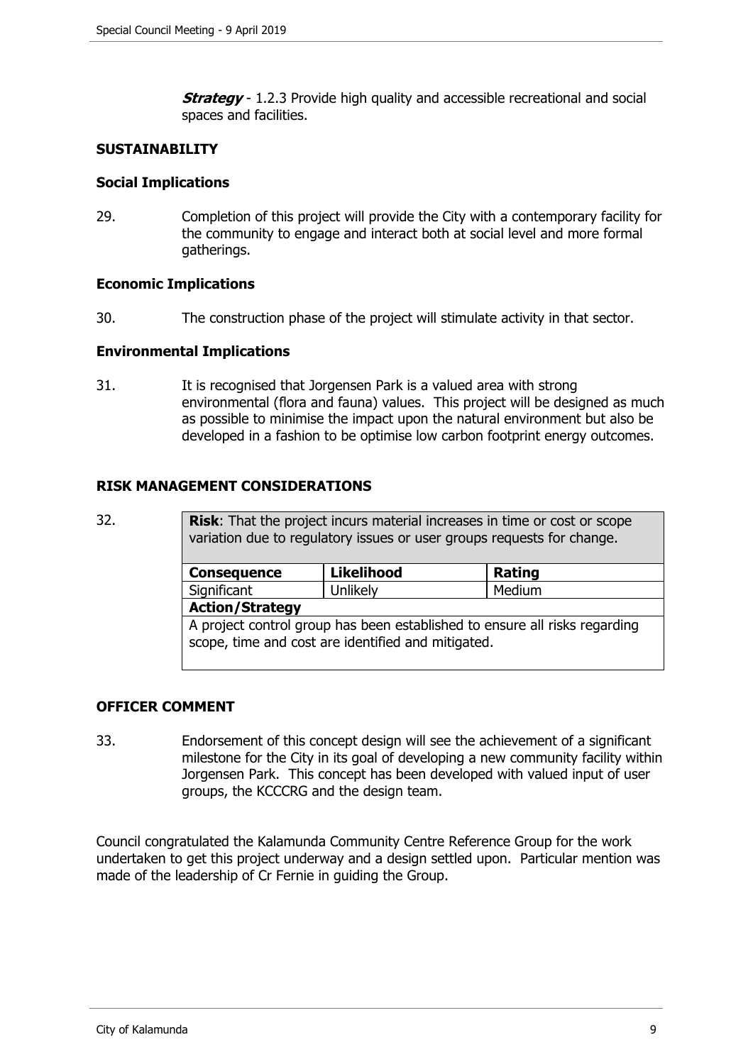***Strategy*** - 1.2.3 Provide high quality and accessible recreational and social spaces and facilities.

## SUSTAINABILITY

### Social Implications

29. Completion of this project will provide the City with a contemporary facility for the community to engage and interact both at social level and more formal gatherings.

### Economic Implications

30. The construction phase of the project will stimulate activity in that sector.

### Environmental Implications

31. It is recognised that Jorgensen Park is a valued area with strong environmental (flora and fauna) values. This project will be designed as much as possible to minimise the impact upon the natural environment but also be developed in a fashion to be optimise low carbon footprint energy outcomes.

## RISK MANAGEMENT CONSIDERATIONS

32.

| **Risk**: That the project incurs material increases in time or cost or scope variation due to regulatory issues or user groups requests for change. | | |
|---|---|---|
| **Consequence** | **Likelihood** | **Rating** |
| Significant | Unlikely | Medium |
| **Action/Strategy** | | |
| A project control group has been established to ensure all risks regarding scope, time and cost are identified and mitigated. | | |

## OFFICER COMMENT

33. Endorsement of this concept design will see the achievement of a significant milestone for the City in its goal of developing a new community facility within Jorgensen Park. This concept has been developed with valued input of user groups, the KCCCRG and the design team.

Council congratulated the Kalamunda Community Centre Reference Group for the work undertaken to get this project underway and a design settled upon. Particular mention was made of the leadership of Cr Fernie in guiding the Group.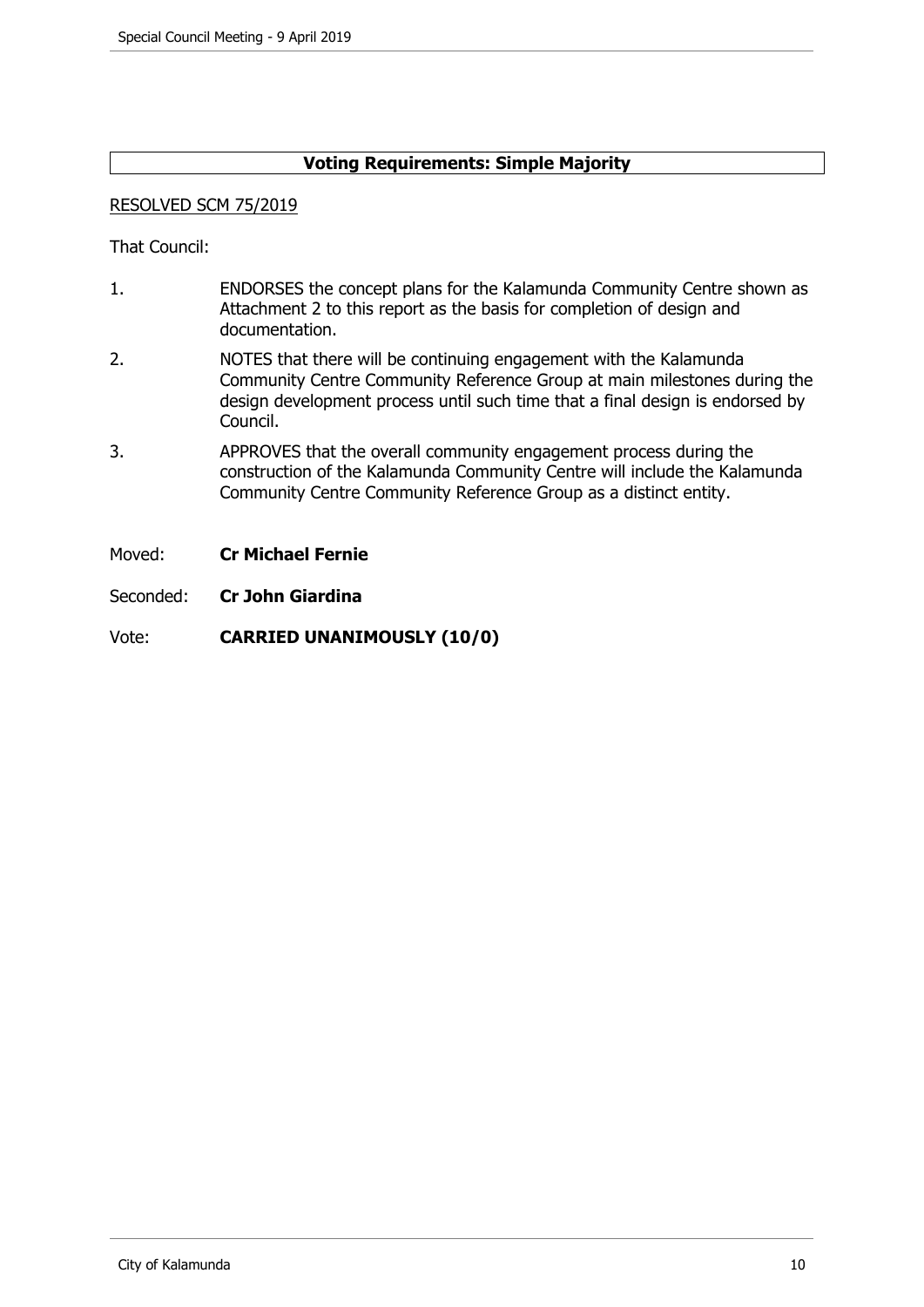**Voting Requirements: Simple Majority**

RESOLVED SCM 75/2019

That Council:

1. ENDORSES the concept plans for the Kalamunda Community Centre shown as Attachment 2 to this report as the basis for completion of design and documentation.
2. NOTES that there will be continuing engagement with the Kalamunda Community Centre Community Reference Group at main milestones during the design development process until such time that a final design is endorsed by Council.
3. APPROVES that the overall community engagement process during the construction of the Kalamunda Community Centre will include the Kalamunda Community Centre Community Reference Group as a distinct entity.

Moved: **Cr Michael Fernie**

Seconded: **Cr John Giardina**

Vote: **CARRIED UNANIMOUSLY (10/0)**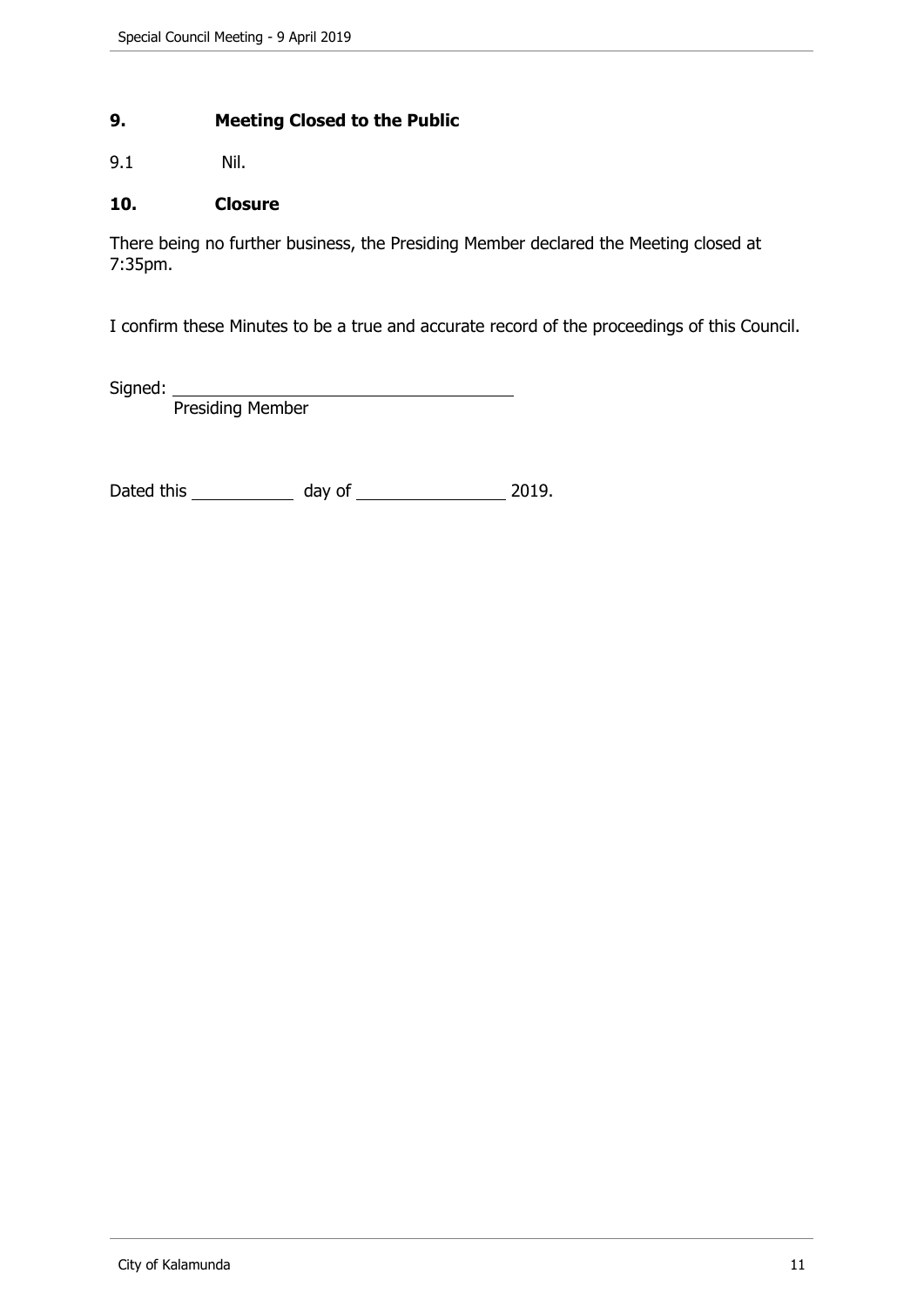## 9. Meeting Closed to the Public

9.1 Nil.

## 10. Closure

There being no further business, the Presiding Member declared the Meeting closed at 7:35pm.

I confirm these Minutes to be a true and accurate record of the proceedings of this Council.

Signed: ______________________________
Presiding Member

Dated this __________ day of ______________ 2019.